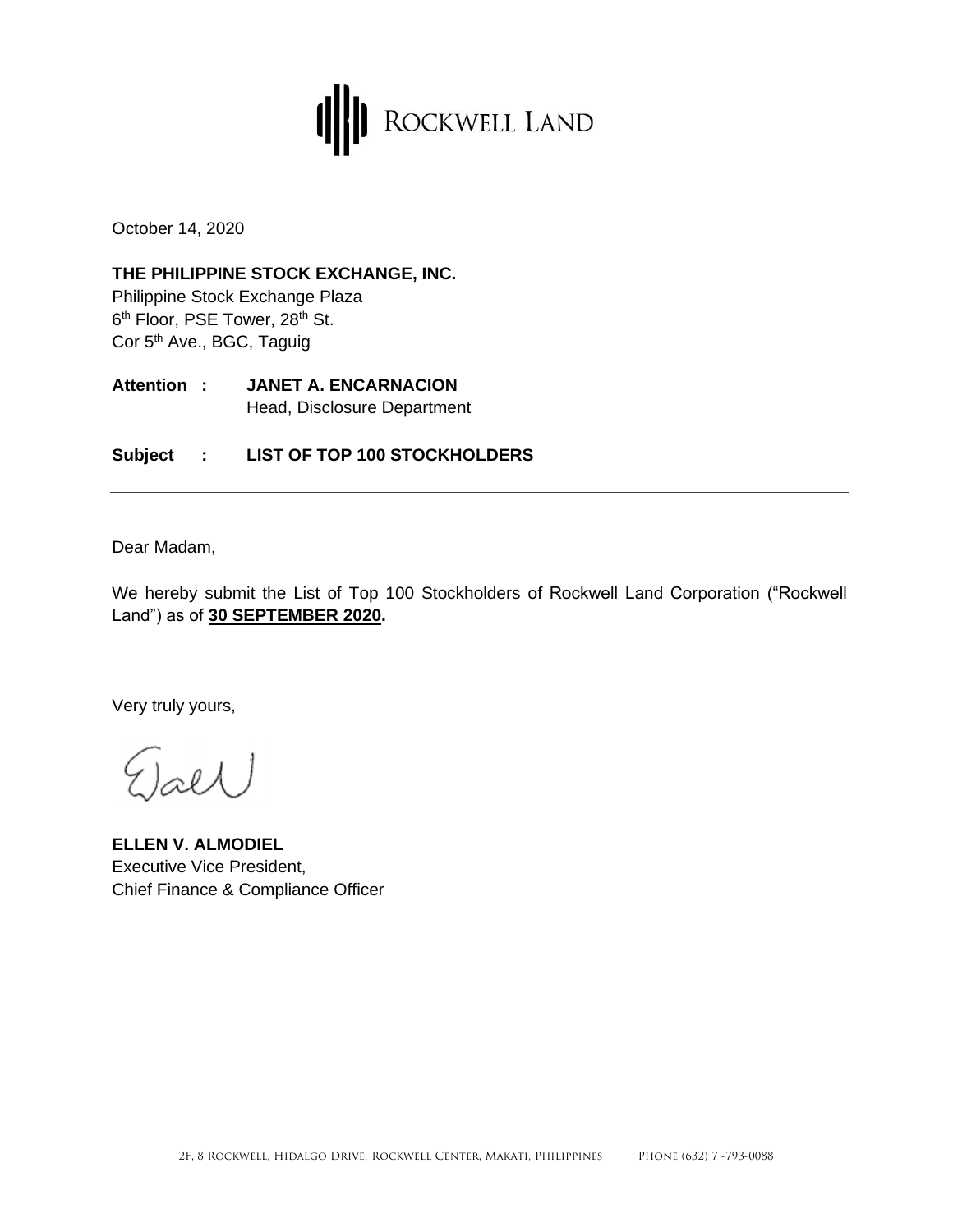ROCKWELL LAND

October 14, 2020

**THE PHILIPPINE STOCK EXCHANGE, INC.**
Philippine Stock Exchange Plaza
6th Floor, PSE Tower, 28th St.
Cor 5th Ave., BGC, Taguig

**Attention :** **JANET A. ENCARNACION**
Head, Disclosure Department

**Subject : LIST OF TOP 100 STOCKHOLDERS**

---

Dear Madam,

We hereby submit the List of Top 100 Stockholders of Rockwell Land Corporation ("Rockwell Land") as of **30 SEPTEMBER 2020.**

Very truly yours,

**ELLEN V. ALMODIEL**
Executive Vice President,
Chief Finance & Compliance Officer

2F, 8 Rockwell, Hidalgo Drive, Rockwell Center, Makati, Philippines Phone (632) 7 -793-0088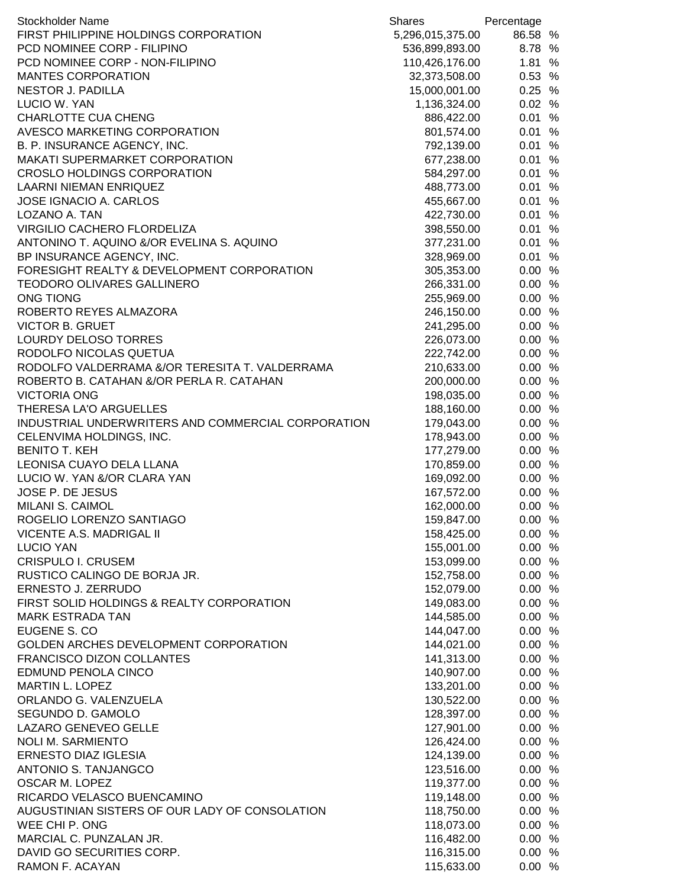| Stockholder Name | Shares | Percentage |
|---|---|---|
| FIRST PHILIPPINE HOLDINGS CORPORATION | 5,296,015,375.00 | 86.58 % |
| PCD NOMINEE CORP - FILIPINO | 536,899,893.00 | 8.78 % |
| PCD NOMINEE CORP - NON-FILIPINO | 110,426,176.00 | 1.81 % |
| MANTES CORPORATION | 32,373,508.00 | 0.53 % |
| NESTOR J. PADILLA | 15,000,001.00 | 0.25 % |
| LUCIO W. YAN | 1,136,324.00 | 0.02 % |
| CHARLOTTE CUA CHENG | 886,422.00 | 0.01 % |
| AVESCO MARKETING CORPORATION | 801,574.00 | 0.01 % |
| B. P. INSURANCE AGENCY, INC. | 792,139.00 | 0.01 % |
| MAKATI SUPERMARKET CORPORATION | 677,238.00 | 0.01 % |
| CROSLO HOLDINGS CORPORATION | 584,297.00 | 0.01 % |
| LAARNI NIEMAN ENRIQUEZ | 488,773.00 | 0.01 % |
| JOSE IGNACIO A. CARLOS | 455,667.00 | 0.01 % |
| LOZANO A. TAN | 422,730.00 | 0.01 % |
| VIRGILIO CACHERO FLORDELIZA | 398,550.00 | 0.01 % |
| ANTONINO T. AQUINO &/OR EVELINA S. AQUINO | 377,231.00 | 0.01 % |
| BP INSURANCE AGENCY, INC. | 328,969.00 | 0.01 % |
| FORESIGHT REALTY & DEVELOPMENT CORPORATION | 305,353.00 | 0.00 % |
| TEODORO OLIVARES GALLINERO | 266,331.00 | 0.00 % |
| ONG TIONG | 255,969.00 | 0.00 % |
| ROBERTO REYES ALMAZORA | 246,150.00 | 0.00 % |
| VICTOR B. GRUET | 241,295.00 | 0.00 % |
| LOURDY DELOSO TORRES | 226,073.00 | 0.00 % |
| RODOLFO NICOLAS QUETUA | 222,742.00 | 0.00 % |
| RODOLFO VALDERRAMA &/OR TERESITA T. VALDERRAMA | 210,633.00 | 0.00 % |
| ROBERTO B. CATAHAN &/OR PERLA R. CATAHAN | 200,000.00 | 0.00 % |
| VICTORIA ONG | 198,035.00 | 0.00 % |
| THERESA LA'O ARGUELLES | 188,160.00 | 0.00 % |
| INDUSTRIAL UNDERWRITERS AND COMMERCIAL CORPORATION | 179,043.00 | 0.00 % |
| CELENVIMA HOLDINGS, INC. | 178,943.00 | 0.00 % |
| BENITO T. KEH | 177,279.00 | 0.00 % |
| LEONISA CUAYO DELA LLANA | 170,859.00 | 0.00 % |
| LUCIO W. YAN &/OR CLARA YAN | 169,092.00 | 0.00 % |
| JOSE P. DE JESUS | 167,572.00 | 0.00 % |
| MILANI S. CAIMOL | 162,000.00 | 0.00 % |
| ROGELIO LORENZO SANTIAGO | 159,847.00 | 0.00 % |
| VICENTE A.S. MADRIGAL II | 158,425.00 | 0.00 % |
| LUCIO YAN | 155,001.00 | 0.00 % |
| CRISPULO I. CRUSEM | 153,099.00 | 0.00 % |
| RUSTICO CALINGO DE BORJA JR. | 152,758.00 | 0.00 % |
| ERNESTO J. ZERRUDO | 152,079.00 | 0.00 % |
| FIRST SOLID HOLDINGS & REALTY CORPORATION | 149,083.00 | 0.00 % |
| MARK ESTRADA TAN | 144,585.00 | 0.00 % |
| EUGENE S. CO | 144,047.00 | 0.00 % |
| GOLDEN ARCHES DEVELOPMENT CORPORATION | 144,021.00 | 0.00 % |
| FRANCISCO DIZON COLLANTES | 141,313.00 | 0.00 % |
| EDMUND PENOLA CINCO | 140,907.00 | 0.00 % |
| MARTIN L. LOPEZ | 133,201.00 | 0.00 % |
| ORLANDO G. VALENZUELA | 130,522.00 | 0.00 % |
| SEGUNDO D. GAMOLO | 128,397.00 | 0.00 % |
| LAZARO GENEVEO GELLE | 127,901.00 | 0.00 % |
| NOLI M. SARMIENTO | 126,424.00 | 0.00 % |
| ERNESTO DIAZ IGLESIA | 124,139.00 | 0.00 % |
| ANTONIO S. TANJANGCO | 123,516.00 | 0.00 % |
| OSCAR M. LOPEZ | 119,377.00 | 0.00 % |
| RICARDO VELASCO BUENCAMINO | 119,148.00 | 0.00 % |
| AUGUSTINIAN SISTERS OF OUR LADY OF CONSOLATION | 118,750.00 | 0.00 % |
| WEE CHI P. ONG | 118,073.00 | 0.00 % |
| MARCIAL C. PUNZALAN JR. | 116,482.00 | 0.00 % |
| DAVID GO SECURITIES CORP. | 116,315.00 | 0.00 % |
| RAMON F. ACAYAN | 115,633.00 | 0.00 % |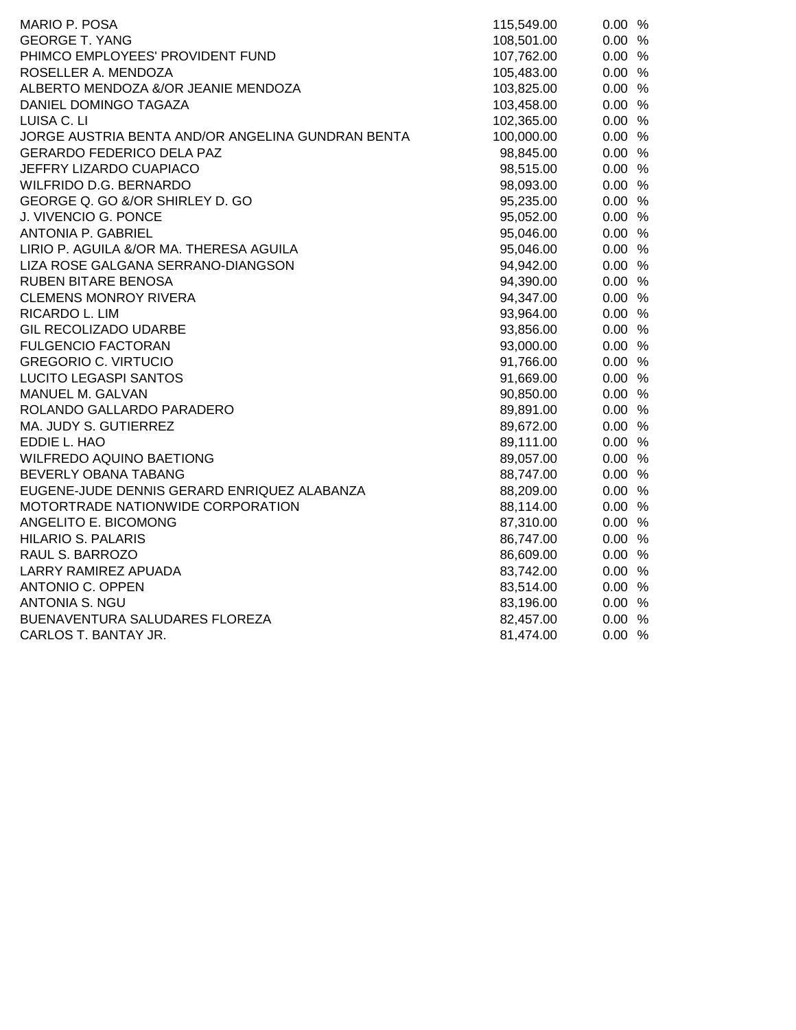| | | |
|---|---|---|
| MARIO P. POSA | 115,549.00 | 0.00 % |
| GEORGE T. YANG | 108,501.00 | 0.00 % |
| PHIMCO EMPLOYEES' PROVIDENT FUND | 107,762.00 | 0.00 % |
| ROSELLER A. MENDOZA | 105,483.00 | 0.00 % |
| ALBERTO MENDOZA &/OR JEANIE MENDOZA | 103,825.00 | 0.00 % |
| DANIEL DOMINGO TAGAZA | 103,458.00 | 0.00 % |
| LUISA C. LI | 102,365.00 | 0.00 % |
| JORGE AUSTRIA BENTA AND/OR ANGELINA GUNDRAN BENTA | 100,000.00 | 0.00 % |
| GERARDO FEDERICO DELA PAZ | 98,845.00 | 0.00 % |
| JEFFRY LIZARDO CUAPIACO | 98,515.00 | 0.00 % |
| WILFRIDO D.G. BERNARDO | 98,093.00 | 0.00 % |
| GEORGE Q. GO &/OR SHIRLEY D. GO | 95,235.00 | 0.00 % |
| J. VIVENCIO G. PONCE | 95,052.00 | 0.00 % |
| ANTONIA P. GABRIEL | 95,046.00 | 0.00 % |
| LIRIO P. AGUILA &/OR MA. THERESA AGUILA | 95,046.00 | 0.00 % |
| LIZA ROSE GALGANA SERRANO-DIANGSON | 94,942.00 | 0.00 % |
| RUBEN BITARE BENOSA | 94,390.00 | 0.00 % |
| CLEMENS MONROY RIVERA | 94,347.00 | 0.00 % |
| RICARDO L. LIM | 93,964.00 | 0.00 % |
| GIL RECOLIZADO UDARBE | 93,856.00 | 0.00 % |
| FULGENCIO FACTORAN | 93,000.00 | 0.00 % |
| GREGORIO C. VIRTUCIO | 91,766.00 | 0.00 % |
| LUCITO LEGASPI SANTOS | 91,669.00 | 0.00 % |
| MANUEL M. GALVAN | 90,850.00 | 0.00 % |
| ROLANDO GALLARDO PARADERO | 89,891.00 | 0.00 % |
| MA. JUDY S. GUTIERREZ | 89,672.00 | 0.00 % |
| EDDIE L. HAO | 89,111.00 | 0.00 % |
| WILFREDO AQUINO BAETIONG | 89,057.00 | 0.00 % |
| BEVERLY OBANA TABANG | 88,747.00 | 0.00 % |
| EUGENE-JUDE DENNIS GERARD ENRIQUEZ ALABANZA | 88,209.00 | 0.00 % |
| MOTORTRADE NATIONWIDE CORPORATION | 88,114.00 | 0.00 % |
| ANGELITO E. BICOMONG | 87,310.00 | 0.00 % |
| HILARIO S. PALARIS | 86,747.00 | 0.00 % |
| RAUL S. BARROZO | 86,609.00 | 0.00 % |
| LARRY RAMIREZ APUADA | 83,742.00 | 0.00 % |
| ANTONIO C. OPPEN | 83,514.00 | 0.00 % |
| ANTONIA S. NGU | 83,196.00 | 0.00 % |
| BUENAVENTURA SALUDARES FLOREZA | 82,457.00 | 0.00 % |
| CARLOS T. BANTAY JR. | 81,474.00 | 0.00 % |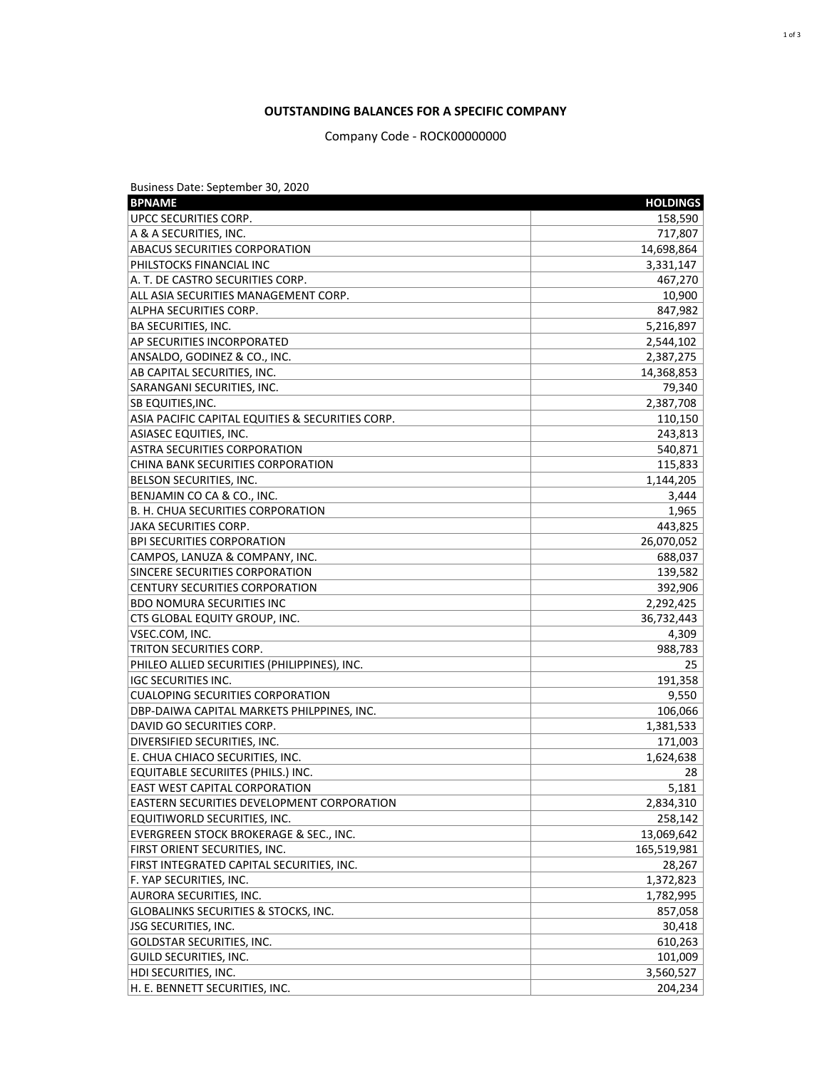## OUTSTANDING BALANCES FOR A SPECIFIC COMPANY

Company Code - ROCK00000000

Business Date: September 30, 2020

| BPNAME | HOLDINGS |
|---|---:|
| UPCC SECURITIES CORP. | 158,590 |
| A & A SECURITIES, INC. | 717,807 |
| ABACUS SECURITIES CORPORATION | 14,698,864 |
| PHILSTOCKS FINANCIAL INC | 3,331,147 |
| A. T. DE CASTRO SECURITIES CORP. | 467,270 |
| ALL ASIA SECURITIES MANAGEMENT CORP. | 10,900 |
| ALPHA SECURITIES CORP. | 847,982 |
| BA SECURITIES, INC. | 5,216,897 |
| AP SECURITIES INCORPORATED | 2,544,102 |
| ANSALDO, GODINEZ & CO., INC. | 2,387,275 |
| AB CAPITAL SECURITIES, INC. | 14,368,853 |
| SARANGANI SECURITIES, INC. | 79,340 |
| SB EQUITIES,INC. | 2,387,708 |
| ASIA PACIFIC CAPITAL EQUITIES & SECURITIES CORP. | 110,150 |
| ASIASEC EQUITIES, INC. | 243,813 |
| ASTRA SECURITIES CORPORATION | 540,871 |
| CHINA BANK SECURITIES CORPORATION | 115,833 |
| BELSON SECURITIES, INC. | 1,144,205 |
| BENJAMIN CO CA & CO., INC. | 3,444 |
| B. H. CHUA SECURITIES CORPORATION | 1,965 |
| JAKA SECURITIES CORP. | 443,825 |
| BPI SECURITIES CORPORATION | 26,070,052 |
| CAMPOS, LANUZA & COMPANY, INC. | 688,037 |
| SINCERE SECURITIES CORPORATION | 139,582 |
| CENTURY SECURITIES CORPORATION | 392,906 |
| BDO NOMURA SECURITIES INC | 2,292,425 |
| CTS GLOBAL EQUITY GROUP, INC. | 36,732,443 |
| VSEC.COM, INC. | 4,309 |
| TRITON SECURITIES CORP. | 988,783 |
| PHILEO ALLIED SECURITIES (PHILIPPINES), INC. | 25 |
| IGC SECURITIES INC. | 191,358 |
| CUALOPING SECURITIES CORPORATION | 9,550 |
| DBP-DAIWA CAPITAL MARKETS PHILPPINES, INC. | 106,066 |
| DAVID GO SECURITIES CORP. | 1,381,533 |
| DIVERSIFIED SECURITIES, INC. | 171,003 |
| E. CHUA CHIACO SECURITIES, INC. | 1,624,638 |
| EQUITABLE SECURIITES (PHILS.) INC. | 28 |
| EAST WEST CAPITAL CORPORATION | 5,181 |
| EASTERN SECURITIES DEVELOPMENT CORPORATION | 2,834,310 |
| EQUITIWORLD SECURITIES, INC. | 258,142 |
| EVERGREEN STOCK BROKERAGE & SEC., INC. | 13,069,642 |
| FIRST ORIENT SECURITIES, INC. | 165,519,981 |
| FIRST INTEGRATED CAPITAL SECURITIES, INC. | 28,267 |
| F. YAP SECURITIES, INC. | 1,372,823 |
| AURORA SECURITIES, INC. | 1,782,995 |
| GLOBALINKS SECURITIES & STOCKS, INC. | 857,058 |
| JSG SECURITIES, INC. | 30,418 |
| GOLDSTAR SECURITIES, INC. | 610,263 |
| GUILD SECURITIES, INC. | 101,009 |
| HDI SECURITIES, INC. | 3,560,527 |
| H. E. BENNETT SECURITIES, INC. | 204,234 |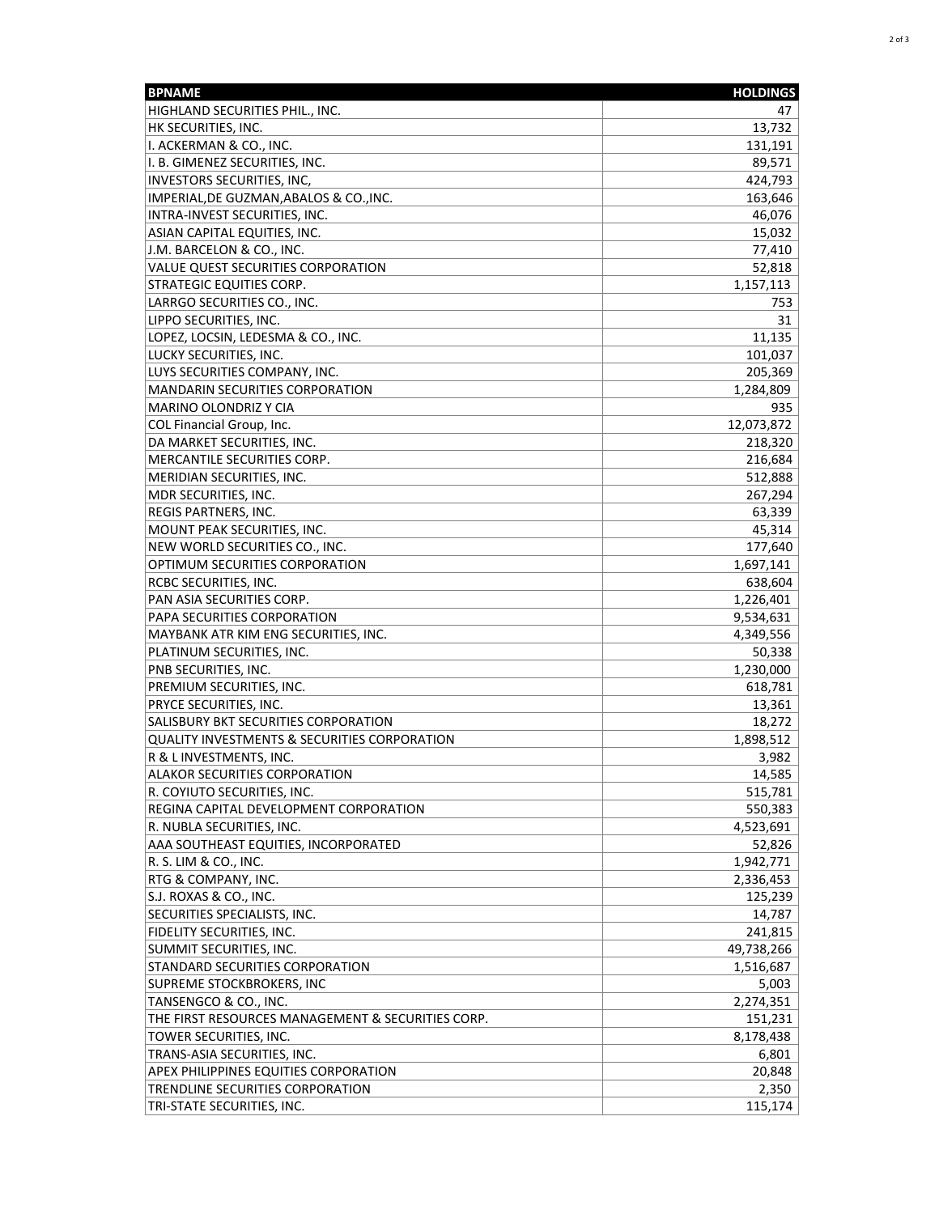| BPNAME | HOLDINGS |
|---|---|
| HIGHLAND SECURITIES PHIL., INC. | 47 |
| HK SECURITIES, INC. | 13,732 |
| I. ACKERMAN & CO., INC. | 131,191 |
| I. B. GIMENEZ SECURITIES, INC. | 89,571 |
| INVESTORS SECURITIES, INC, | 424,793 |
| IMPERIAL,DE GUZMAN,ABALOS & CO.,INC. | 163,646 |
| INTRA-INVEST SECURITIES, INC. | 46,076 |
| ASIAN CAPITAL EQUITIES, INC. | 15,032 |
| J.M. BARCELON & CO., INC. | 77,410 |
| VALUE QUEST SECURITIES CORPORATION | 52,818 |
| STRATEGIC EQUITIES CORP. | 1,157,113 |
| LARRGO SECURITIES CO., INC. | 753 |
| LIPPO SECURITIES, INC. | 31 |
| LOPEZ, LOCSIN, LEDESMA & CO., INC. | 11,135 |
| LUCKY SECURITIES, INC. | 101,037 |
| LUYS SECURITIES COMPANY, INC. | 205,369 |
| MANDARIN SECURITIES CORPORATION | 1,284,809 |
| MARINO OLONDRIZ Y CIA | 935 |
| COL Financial Group, Inc. | 12,073,872 |
| DA MARKET SECURITIES, INC. | 218,320 |
| MERCANTILE SECURITIES CORP. | 216,684 |
| MERIDIAN SECURITIES, INC. | 512,888 |
| MDR SECURITIES, INC. | 267,294 |
| REGIS PARTNERS, INC. | 63,339 |
| MOUNT PEAK SECURITIES, INC. | 45,314 |
| NEW WORLD SECURITIES CO., INC. | 177,640 |
| OPTIMUM SECURITIES CORPORATION | 1,697,141 |
| RCBC SECURITIES, INC. | 638,604 |
| PAN ASIA SECURITIES CORP. | 1,226,401 |
| PAPA SECURITIES CORPORATION | 9,534,631 |
| MAYBANK ATR KIM ENG SECURITIES, INC. | 4,349,556 |
| PLATINUM SECURITIES, INC. | 50,338 |
| PNB SECURITIES, INC. | 1,230,000 |
| PREMIUM SECURITIES, INC. | 618,781 |
| PRYCE SECURITIES, INC. | 13,361 |
| SALISBURY BKT SECURITIES CORPORATION | 18,272 |
| QUALITY INVESTMENTS & SECURITIES CORPORATION | 1,898,512 |
| R & L INVESTMENTS, INC. | 3,982 |
| ALAKOR SECURITIES CORPORATION | 14,585 |
| R. COYIUTO SECURITIES, INC. | 515,781 |
| REGINA CAPITAL DEVELOPMENT CORPORATION | 550,383 |
| R. NUBLA SECURITIES, INC. | 4,523,691 |
| AAA SOUTHEAST EQUITIES, INCORPORATED | 52,826 |
| R. S. LIM & CO., INC. | 1,942,771 |
| RTG & COMPANY, INC. | 2,336,453 |
| S.J. ROXAS & CO., INC. | 125,239 |
| SECURITIES SPECIALISTS, INC. | 14,787 |
| FIDELITY SECURITIES, INC. | 241,815 |
| SUMMIT SECURITIES, INC. | 49,738,266 |
| STANDARD SECURITIES CORPORATION | 1,516,687 |
| SUPREME STOCKBROKERS, INC | 5,003 |
| TANSENGCO & CO., INC. | 2,274,351 |
| THE FIRST RESOURCES MANAGEMENT & SECURITIES CORP. | 151,231 |
| TOWER SECURITIES, INC. | 8,178,438 |
| TRANS-ASIA SECURITIES, INC. | 6,801 |
| APEX PHILIPPINES EQUITIES CORPORATION | 20,848 |
| TRENDLINE SECURITIES CORPORATION | 2,350 |
| TRI-STATE SECURITIES, INC. | 115,174 |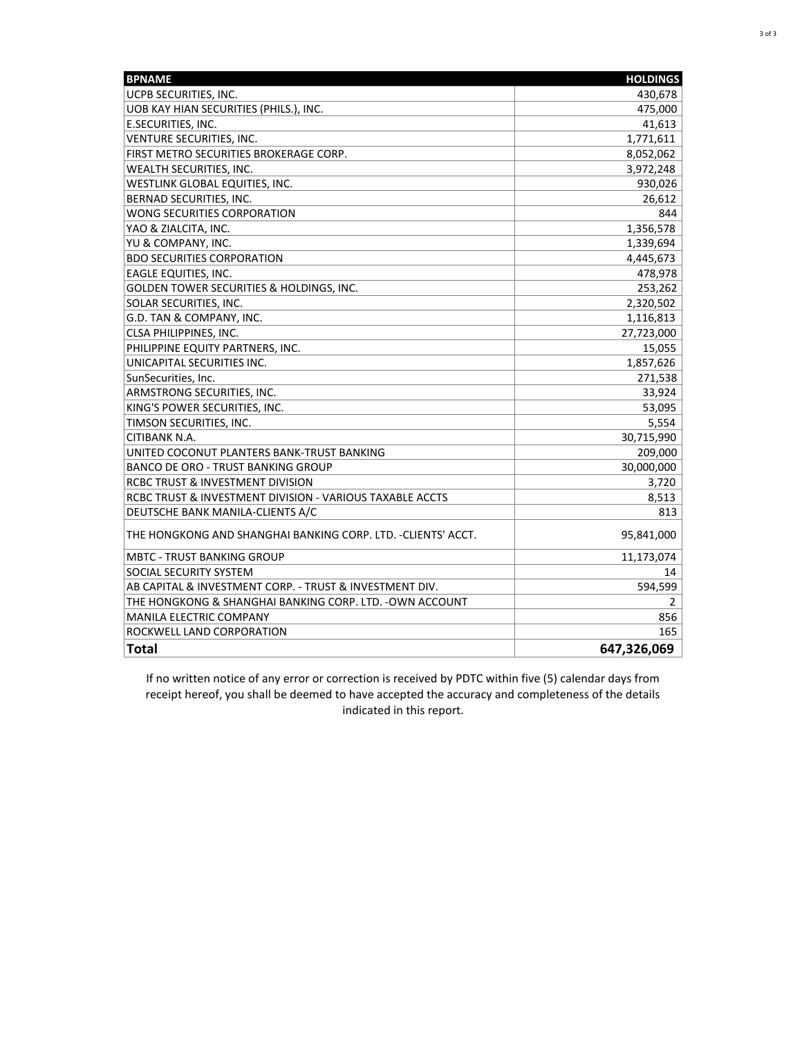| BPNAME | HOLDINGS |
| --- | --- |
| UCPB SECURITIES, INC. | 430,678 |
| UOB KAY HIAN SECURITIES (PHILS.), INC. | 475,000 |
| E.SECURITIES, INC. | 41,613 |
| VENTURE SECURITIES, INC. | 1,771,611 |
| FIRST METRO SECURITIES BROKERAGE CORP. | 8,052,062 |
| WEALTH SECURITIES, INC. | 3,972,248 |
| WESTLINK GLOBAL EQUITIES, INC. | 930,026 |
| BERNAD SECURITIES, INC. | 26,612 |
| WONG SECURITIES CORPORATION | 844 |
| YAO & ZIALCITA, INC. | 1,356,578 |
| YU & COMPANY, INC. | 1,339,694 |
| BDO SECURITIES CORPORATION | 4,445,673 |
| EAGLE EQUITIES, INC. | 478,978 |
| GOLDEN TOWER SECURITIES & HOLDINGS, INC. | 253,262 |
| SOLAR SECURITIES, INC. | 2,320,502 |
| G.D. TAN & COMPANY, INC. | 1,116,813 |
| CLSA PHILIPPINES, INC. | 27,723,000 |
| PHILIPPINE EQUITY PARTNERS, INC. | 15,055 |
| UNICAPITAL SECURITIES INC. | 1,857,626 |
| SunSecurities, Inc. | 271,538 |
| ARMSTRONG SECURITIES, INC. | 33,924 |
| KING'S POWER SECURITIES, INC. | 53,095 |
| TIMSON SECURITIES, INC. | 5,554 |
| CITIBANK N.A. | 30,715,990 |
| UNITED COCONUT PLANTERS BANK-TRUST BANKING | 209,000 |
| BANCO DE ORO - TRUST BANKING GROUP | 30,000,000 |
| RCBC TRUST & INVESTMENT DIVISION | 3,720 |
| RCBC TRUST & INVESTMENT DIVISION - VARIOUS TAXABLE ACCTS | 8,513 |
| DEUTSCHE BANK MANILA-CLIENTS A/C | 813 |
| THE HONGKONG AND SHANGHAI BANKING CORP. LTD. -CLIENTS' ACCT. | 95,841,000 |
| MBTC - TRUST BANKING GROUP | 11,173,074 |
| SOCIAL SECURITY SYSTEM | 14 |
| AB CAPITAL & INVESTMENT CORP. - TRUST & INVESTMENT DIV. | 594,599 |
| THE HONGKONG & SHANGHAI BANKING CORP. LTD. -OWN ACCOUNT | 2 |
| MANILA ELECTRIC COMPANY | 856 |
| ROCKWELL LAND CORPORATION | 165 |
| **Total** | **647,326,069** |

If no written notice of any error or correction is received by PDTC within five (5) calendar days from receipt hereof, you shall be deemed to have accepted the accuracy and completeness of the details indicated in this report.